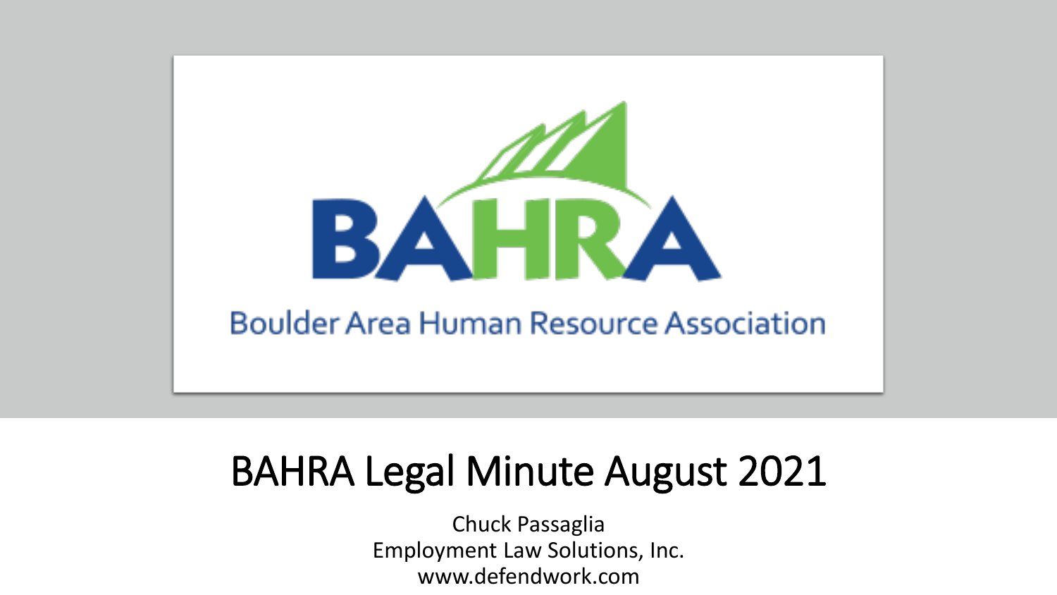BAHRA

Boulder Area Human Resource Association

# BAHRA Legal Minute August 2021

Chuck Passaglia
Employment Law Solutions, Inc.
www.defendwork.com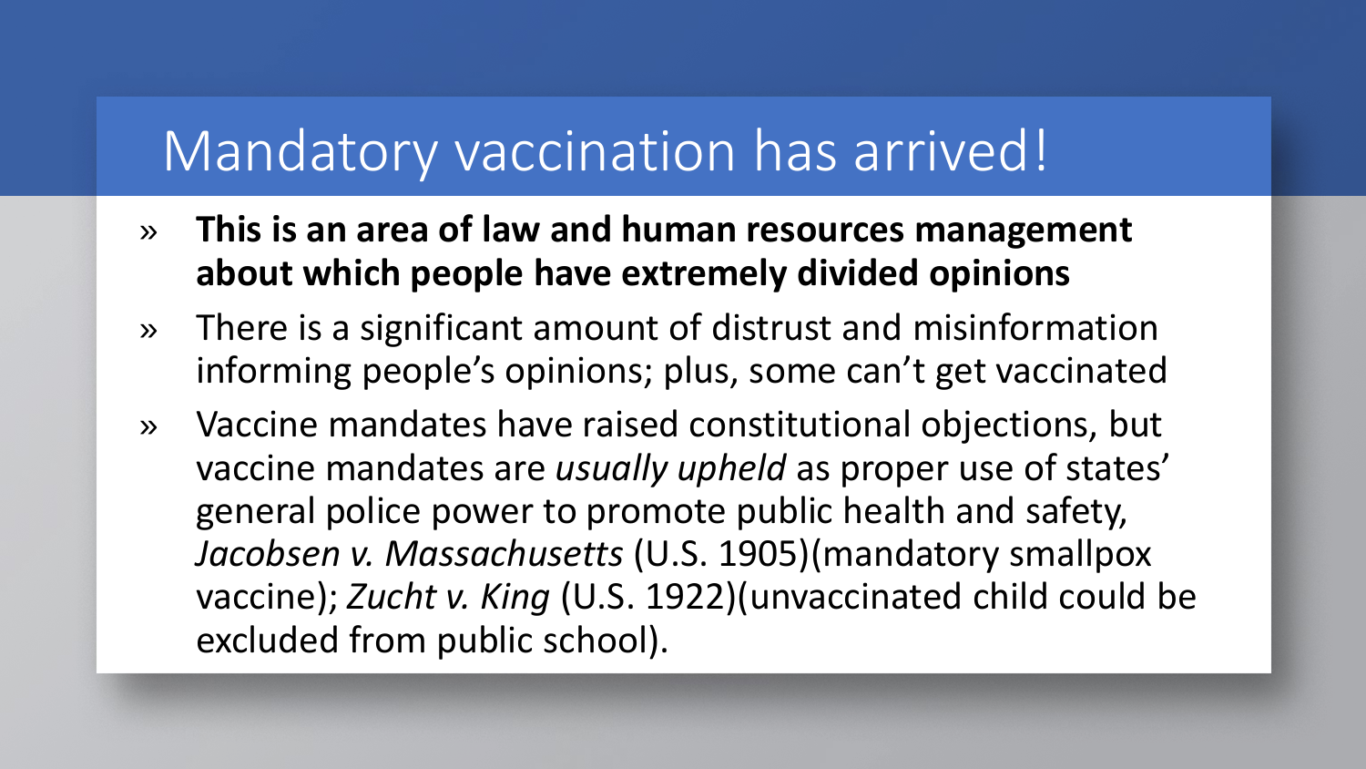# Mandatory vaccination has arrived!

- **This is an area of law and human resources management about which people have extremely divided opinions**
- There is a significant amount of distrust and misinformation informing people's opinions; plus, some can't get vaccinated
- Vaccine mandates have raised constitutional objections, but vaccine mandates are *usually upheld* as proper use of states' general police power to promote public health and safety, *Jacobsen v. Massachusetts* (U.S. 1905)(mandatory smallpox vaccine); *Zucht v. King* (U.S. 1922)(unvaccinated child could be excluded from public school).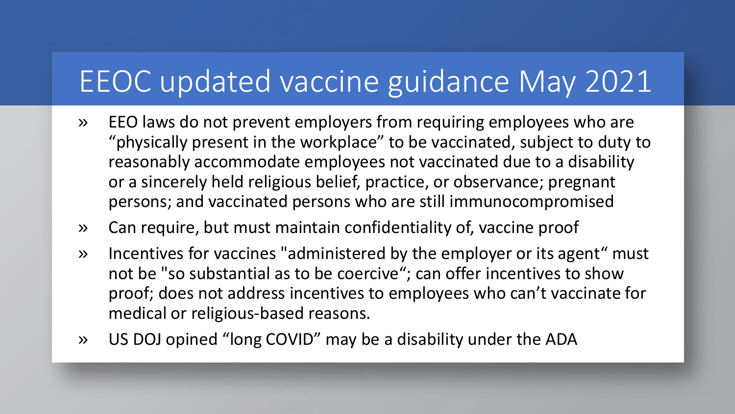# EEOC updated vaccine guidance May 2021

- EEO laws do not prevent employers from requiring employees who are "physically present in the workplace" to be vaccinated, subject to duty to reasonably accommodate employees not vaccinated due to a disability or a sincerely held religious belief, practice, or observance; pregnant persons; and vaccinated persons who are still immunocompromised
- Can require, but must maintain confidentiality of, vaccine proof
- Incentives for vaccines "administered by the employer or its agent" must not be "so substantial as to be coercive"; can offer incentives to show proof; does not address incentives to employees who can't vaccinate for medical or religious-based reasons.
- US DOJ opined "long COVID" may be a disability under the ADA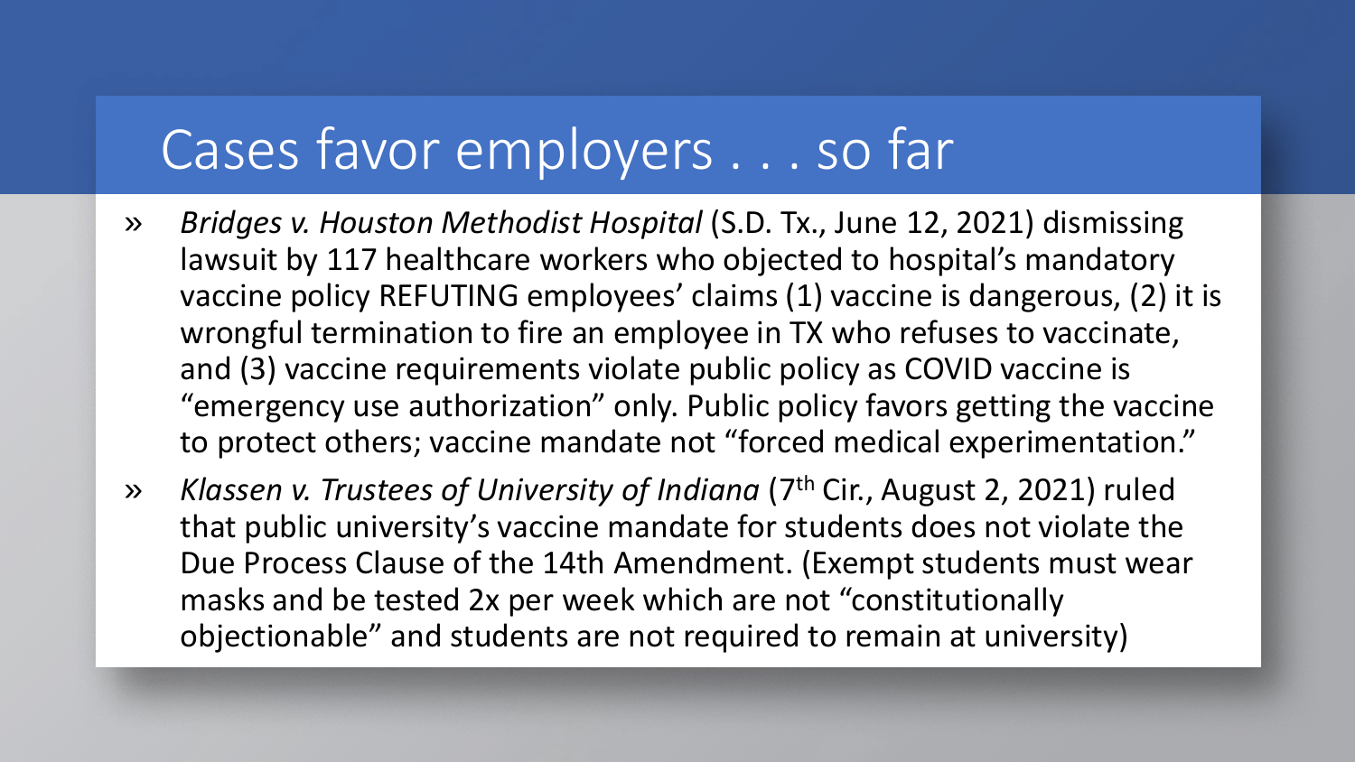# Cases favor employers . . . so far

- *Bridges v. Houston Methodist Hospital* (S.D. Tx., June 12, 2021) dismissing lawsuit by 117 healthcare workers who objected to hospital's mandatory vaccine policy REFUTING employees' claims (1) vaccine is dangerous, (2) it is wrongful termination to fire an employee in TX who refuses to vaccinate, and (3) vaccine requirements violate public policy as COVID vaccine is "emergency use authorization" only. Public policy favors getting the vaccine to protect others; vaccine mandate not "forced medical experimentation."
- *Klassen v. Trustees of University of Indiana* (7th Cir., August 2, 2021) ruled that public university's vaccine mandate for students does not violate the Due Process Clause of the 14th Amendment. (Exempt students must wear masks and be tested 2x per week which are not "constitutionally objectionable" and students are not required to remain at university)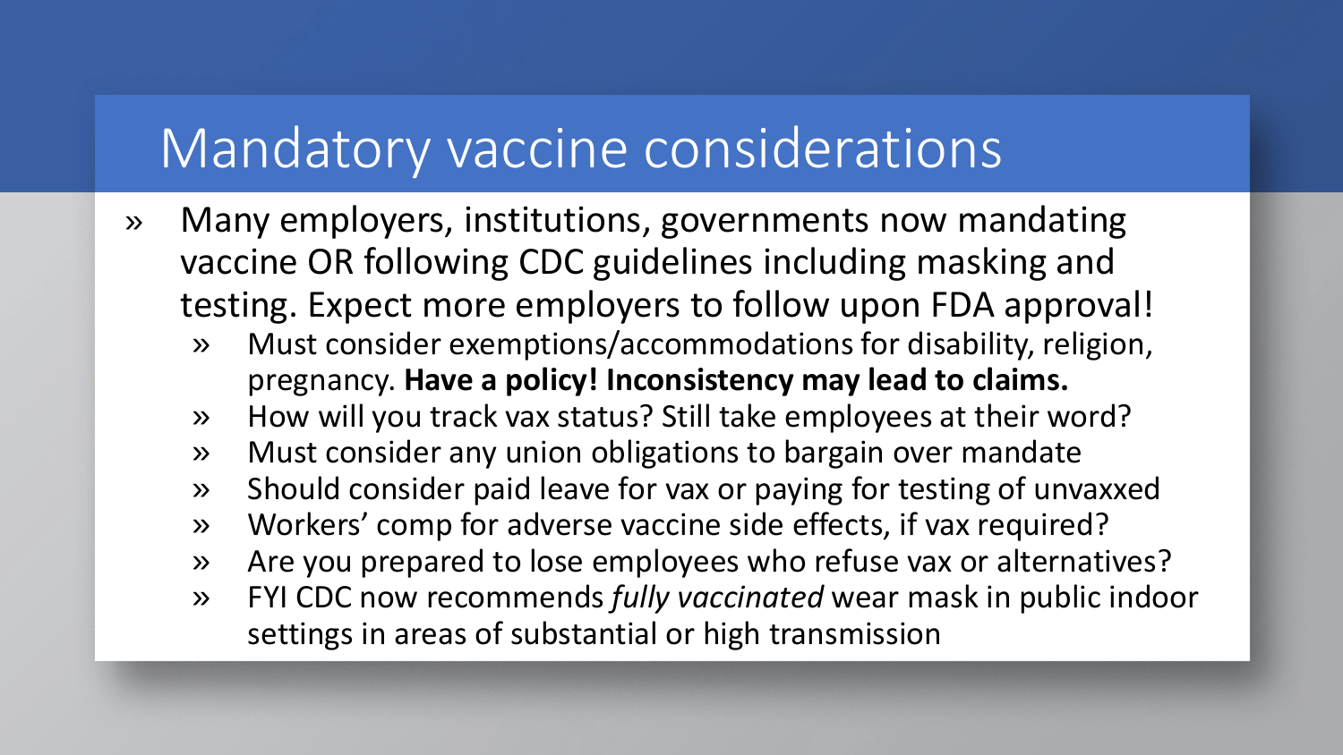# Mandatory vaccine considerations

- Many employers, institutions, governments now mandating vaccine OR following CDC guidelines including masking and testing. Expect more employers to follow upon FDA approval!
  - Must consider exemptions/accommodations for disability, religion, pregnancy. **Have a policy! Inconsistency may lead to claims.**
  - How will you track vax status? Still take employees at their word?
  - Must consider any union obligations to bargain over mandate
  - Should consider paid leave for vax or paying for testing of unvaxxed
  - Workers' comp for adverse vaccine side effects, if vax required?
  - Are you prepared to lose employees who refuse vax or alternatives?
  - FYI CDC now recommends *fully vaccinated* wear mask in public indoor settings in areas of substantial or high transmission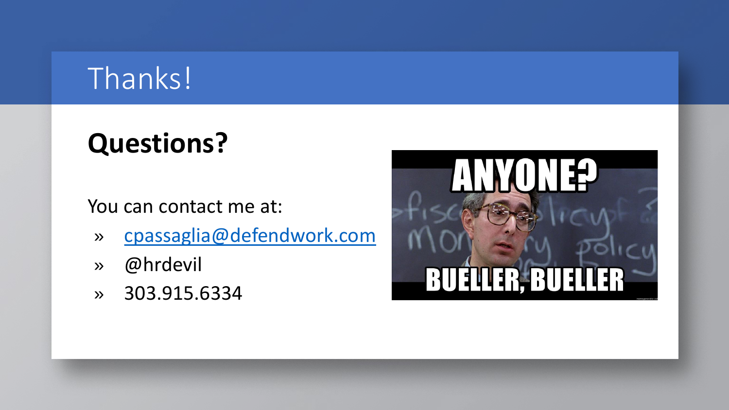# Thanks!

## Questions?

You can contact me at:

- [cpassaglia@defendwork.com](mailto:cpassaglia@defendwork.com)
- @hrdevil
- 303.915.6334